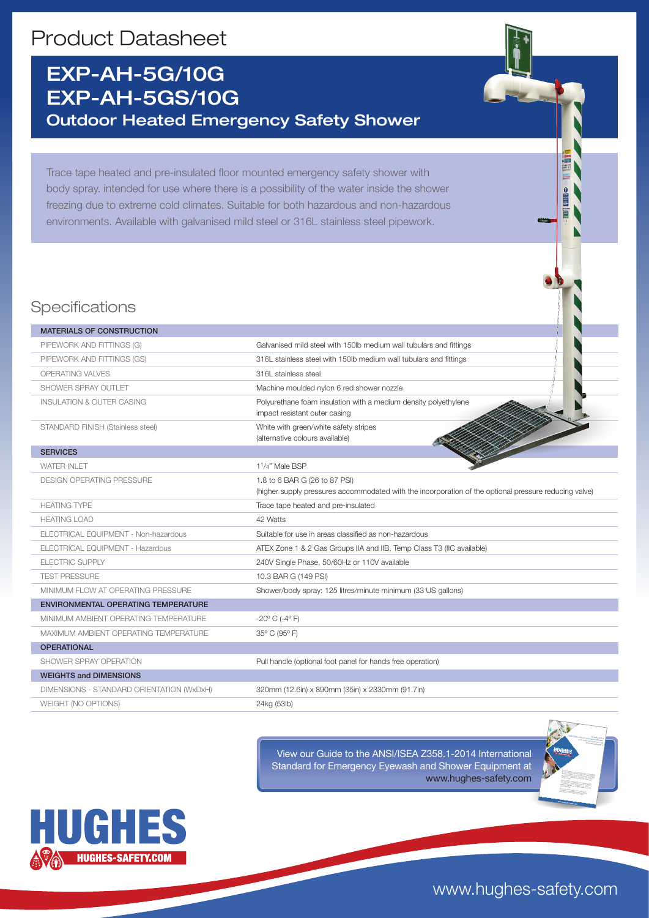# Product Datasheet

## EXP-AH-5G/10G
## EXP-AH-5GS/10G
### Outdoor Heated Emergency Safety Shower

Trace tape heated and pre-insulated floor mounted emergency safety shower with body spray. intended for use where there is a possibility of the water inside the shower freezing due to extreme cold climates. Suitable for both hazardous and non-hazardous environments. Available with galvanised mild steel or 316L stainless steel pipework.

## Specifications

| MATERIALS OF CONSTRUCTION | |
|---|---|
| PIPEWORK AND FITTINGS (G) | Galvanised mild steel with 150lb medium wall tubulars and fittings |
| PIPEWORK AND FITTINGS (GS) | 316L stainless steel with 150lb medium wall tubulars and fittings |
| OPERATING VALVES | 316L stainless steel |
| SHOWER SPRAY OUTLET | Machine moulded nylon 6 red shower nozzle |
| INSULATION & OUTER CASING | Polyurethane foam insulation with a medium density polyethylene impact resistant outer casing |
| STANDARD FINISH (Stainless steel) | White with green/white safety stripes (alternative colours available) |
| **SERVICES** | |
| WATER INLET | 1$^{1}/_{4}$" Male BSP |
| DESIGN OPERATING PRESSURE | 1.8 to 6 BAR G (26 to 87 PSI) (higher supply pressures accommodated with the incorporation of the optional pressure reducing valve) |
| HEATING TYPE | Trace tape heated and pre-insulated |
| HEATING LOAD | 42 Watts |
| ELECTRICAL EQUIPMENT - Non-hazardous | Suitable for use in areas classified as non-hazardous |
| ELECTRICAL EQUIPMENT - Hazardous | ATEX Zone 1 & 2 Gas Groups IIA and IIB, Temp Class T3 (IIC available) |
| ELECTRIC SUPPLY | 240V Single Phase, 50/60Hz or 110V available |
| TEST PRESSURE | 10.3 BAR G (149 PSI) |
| MINIMUM FLOW AT OPERATING PRESSURE | Shower/body spray: 125 litres/minute minimum (33 US gallons) |
| **ENVIRONMENTAL OPERATING TEMPERATURE** | |
| MINIMUM AMBIENT OPERATING TEMPERATURE | -20° C (-4° F) |
| MAXIMUM AMBIENT OPERATING TEMPERATURE | 35° C (95° F) |
| **OPERATIONAL** | |
| SHOWER SPRAY OPERATION | Pull handle (optional foot panel for hands free operation) |
| **WEIGHTS and DIMENSIONS** | |
| DIMENSIONS - STANDARD ORIENTATION (WxDxH) | 320mm (12.6in) x 890mm (35in) x 2330mm (91.7in) |
| WEIGHT (NO OPTIONS) | 24kg (53lb) |

View our Guide to the ANSI/ISEA Z358.1-2014 International Standard for Emergency Eyewash and Shower Equipment at www.hughes-safety.com

HUGHES
HUGHES-SAFETY.COM

www.hughes-safety.com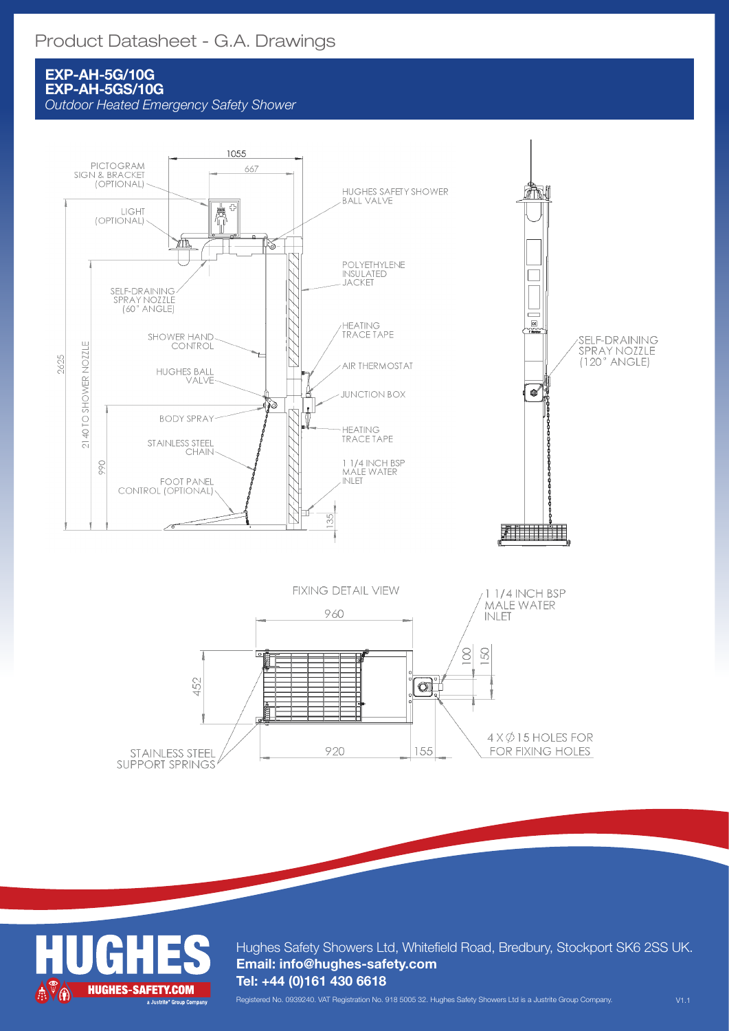# Product Datasheet - G.A. Drawings

## EXP-AH-5G/10G
## EXP-AH-5GS/10G

*Outdoor Heated Emergency Safety Shower*

1055
667
PICTOGRAM SIGN & BRACKET (OPTIONAL)
LIGHT (OPTIONAL)
HUGHES SAFETY SHOWER BALL VALVE
POLYETHYLENE INSULATED JACKET
SELF-DRAINING SPRAY NOZZLE (60° ANGLE)
HEATING TRACE TAPE
SHOWER HAND CONTROL
AIR THERMOSTAT
HUGHES BALL VALVE
JUNCTION BOX
BODY SPRAY
HEATING TRACE TAPE
STAINLESS STEEL CHAIN
1 1/4 INCH BSP MALE WATER INLET
FOOT PANEL CONTROL (OPTIONAL)
2625
2140 TO SHOWER NOZZLE
990
135
SELF-DRAINING SPRAY NOZZLE (120° ANGLE)

FIXING DETAIL VIEW
960
1 1/4 INCH BSP MALE WATER INLET
100
150
452
4 X Ø15 HOLES FOR FOR FIXING HOLES
STAINLESS STEEL SUPPORT SPRINGS
920
155

Hughes Safety Showers Ltd, Whitefield Road, Bredbury, Stockport SK6 2SS UK.
**Email: info@hughes-safety.com**
**Tel: +44 (0)161 430 6618**

Registered No. 0939240. VAT Registration No. 918 5005 32. Hughes Safety Showers Ltd is a Justrite Group Company.

V1.1